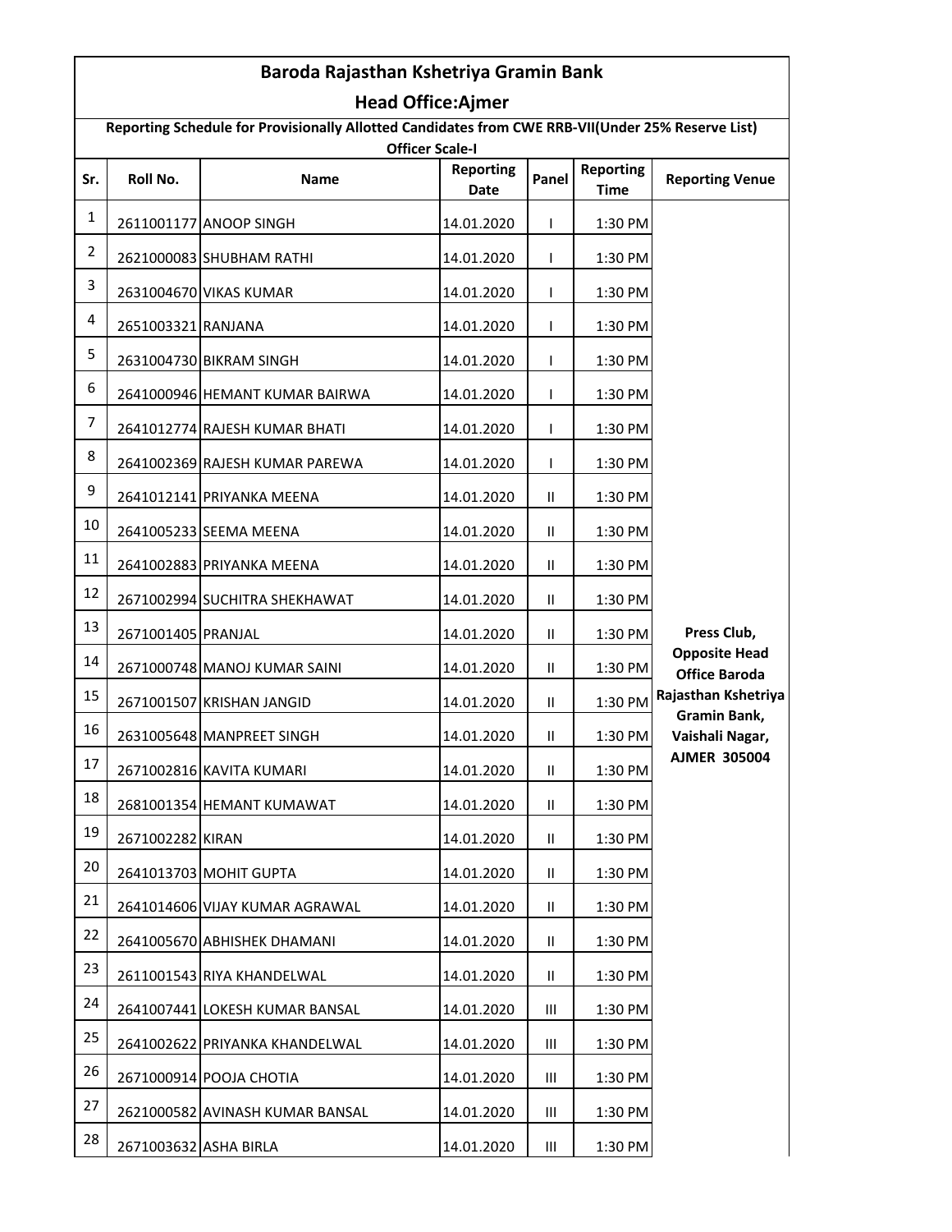# Baroda Rajasthan Kshetriya Gramin Bank

## Head Office:Ajmer

**Reporting Schedule for Provisionally Allotted Candidates from CWE RRB-VII(Under 25% Reserve List)**

**Officer Scale-I**

| Sr. | Roll No. | Name | Reporting Date | Panel | Reporting Time | Reporting Venue |
|---|---|---|---|---|---|---|
| 1 | 2611001177 | ANOOP SINGH | 14.01.2020 | I | 1:30 PM | Press Club, Opposite Head Office Baroda Rajasthan Kshetriya Gramin Bank, Vaishali Nagar, AJMER 305004 |
| 2 | 2621000083 | SHUBHAM RATHI | 14.01.2020 | I | 1:30 PM | |
| 3 | 2631004670 | VIKAS KUMAR | 14.01.2020 | I | 1:30 PM | |
| 4 | 2651003321 | RANJANA | 14.01.2020 | I | 1:30 PM | |
| 5 | 2631004730 | BIKRAM SINGH | 14.01.2020 | I | 1:30 PM | |
| 6 | 2641000946 | HEMANT KUMAR BAIRWA | 14.01.2020 | I | 1:30 PM | |
| 7 | 2641012774 | RAJESH KUMAR BHATI | 14.01.2020 | I | 1:30 PM | |
| 8 | 2641002369 | RAJESH KUMAR PAREWA | 14.01.2020 | I | 1:30 PM | |
| 9 | 2641012141 | PRIYANKA MEENA | 14.01.2020 | II | 1:30 PM | |
| 10 | 2641005233 | SEEMA MEENA | 14.01.2020 | II | 1:30 PM | |
| 11 | 2641002883 | PRIYANKA MEENA | 14.01.2020 | II | 1:30 PM | |
| 12 | 2671002994 | SUCHITRA SHEKHAWAT | 14.01.2020 | II | 1:30 PM | |
| 13 | 2671001405 | PRANJAL | 14.01.2020 | II | 1:30 PM | |
| 14 | 2671000748 | MANOJ KUMAR SAINI | 14.01.2020 | II | 1:30 PM | |
| 15 | 2671001507 | KRISHAN JANGID | 14.01.2020 | II | 1:30 PM | |
| 16 | 2631005648 | MANPREET SINGH | 14.01.2020 | II | 1:30 PM | |
| 17 | 2671002816 | KAVITA KUMARI | 14.01.2020 | II | 1:30 PM | |
| 18 | 2681001354 | HEMANT KUMAWAT | 14.01.2020 | II | 1:30 PM | |
| 19 | 2671002282 | KIRAN | 14.01.2020 | II | 1:30 PM | |
| 20 | 2641013703 | MOHIT GUPTA | 14.01.2020 | II | 1:30 PM | |
| 21 | 2641014606 | VIJAY KUMAR AGRAWAL | 14.01.2020 | II | 1:30 PM | |
| 22 | 2641005670 | ABHISHEK DHAMANI | 14.01.2020 | II | 1:30 PM | |
| 23 | 2611001543 | RIYA KHANDELWAL | 14.01.2020 | II | 1:30 PM | |
| 24 | 2641007441 | LOKESH KUMAR BANSAL | 14.01.2020 | III | 1:30 PM | |
| 25 | 2641002622 | PRIYANKA KHANDELWAL | 14.01.2020 | III | 1:30 PM | |
| 26 | 2671000914 | POOJA CHOTIA | 14.01.2020 | III | 1:30 PM | |
| 27 | 2621000582 | AVINASH KUMAR BANSAL | 14.01.2020 | III | 1:30 PM | |
| 28 | 2671003632 | ASHA BIRLA | 14.01.2020 | III | 1:30 PM | |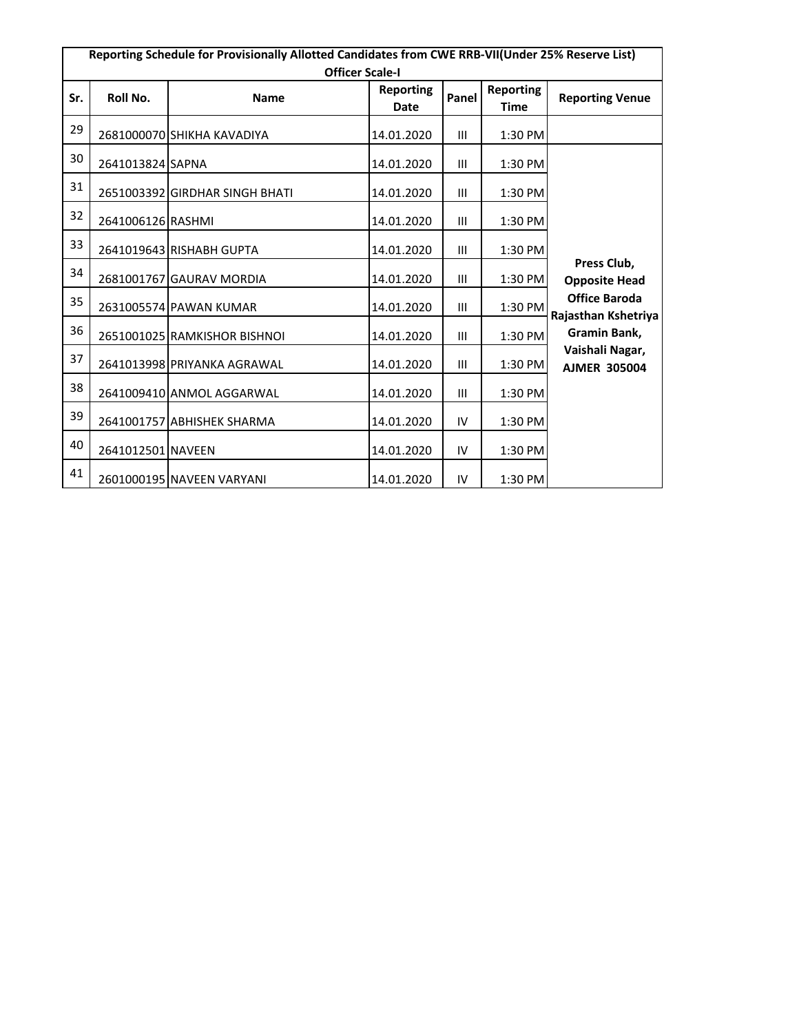| Reporting Schedule for Provisionally Allotted Candidates from CWE RRB-VII(Under 25% Reserve List) Officer Scale-I | | | | | | |
|---|---|---|---|---|---|---|
| **Sr.** | **Roll No.** | **Name** | **Reporting Date** | **Panel** | **Reporting Time** | **Reporting Venue** |
| 29 | 2681000070 | SHIKHA KAVADIYA | 14.01.2020 | III | 1:30 PM | |
| 30 | 2641013824 | SAPNA | 14.01.2020 | III | 1:30 PM | **Press Club, Opposite Head Office Baroda Rajasthan Kshetriya Gramin Bank, Vaishali Nagar, AJMER 305004** |
| 31 | 2651003392 | GIRDHAR SINGH BHATI | 14.01.2020 | III | 1:30 PM | |
| 32 | 2641006126 | RASHMI | 14.01.2020 | III | 1:30 PM | |
| 33 | 2641019643 | RISHABH GUPTA | 14.01.2020 | III | 1:30 PM | |
| 34 | 2681001767 | GAURAV MORDIA | 14.01.2020 | III | 1:30 PM | |
| 35 | 2631005574 | PAWAN KUMAR | 14.01.2020 | III | 1:30 PM | |
| 36 | 2651001025 | RAMKISHOR BISHNOI | 14.01.2020 | III | 1:30 PM | |
| 37 | 2641013998 | PRIYANKA AGRAWAL | 14.01.2020 | III | 1:30 PM | |
| 38 | 2641009410 | ANMOL AGGARWAL | 14.01.2020 | III | 1:30 PM | |
| 39 | 2641001757 | ABHISHEK SHARMA | 14.01.2020 | IV | 1:30 PM | |
| 40 | 2641012501 | NAVEEN | 14.01.2020 | IV | 1:30 PM | |
| 41 | 2601000195 | NAVEEN VARYANI | 14.01.2020 | IV | 1:30 PM | |